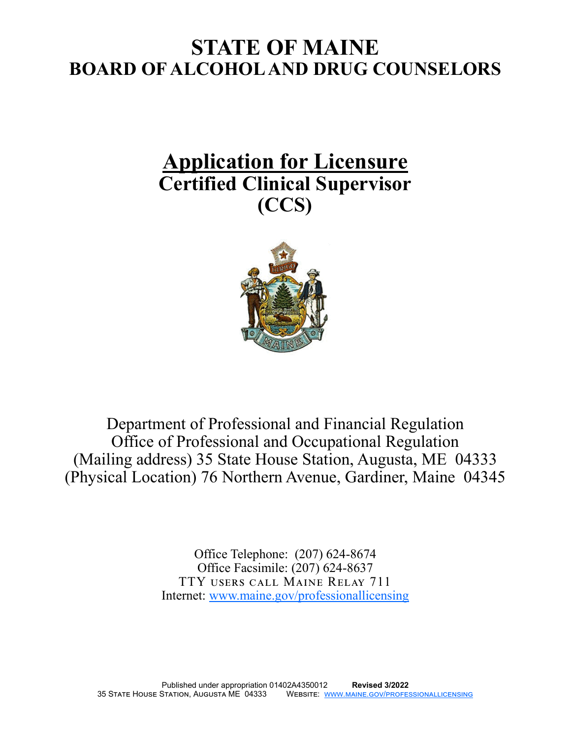# STATE OF MAINE
## BOARD OF ALCOHOL AND DRUG COUNSELORS

# Application for Licensure
## Certified Clinical Supervisor
## (CCS)

Department of Professional and Financial Regulation
Office of Professional and Occupational Regulation
(Mailing address) 35 State House Station, Augusta, ME 04333
(Physical Location) 76 Northern Avenue, Gardiner, Maine 04345

Office Telephone: (207) 624-8674
Office Facsimile: (207) 624-8637
TTY users call Maine Relay 711
Internet: www.maine.gov/professionallicensing

Published under appropriation 01402A4350012 **Revised 3/2022**
35 State House Station, Augusta ME 04333 Website: www.maine.gov/professionallicensing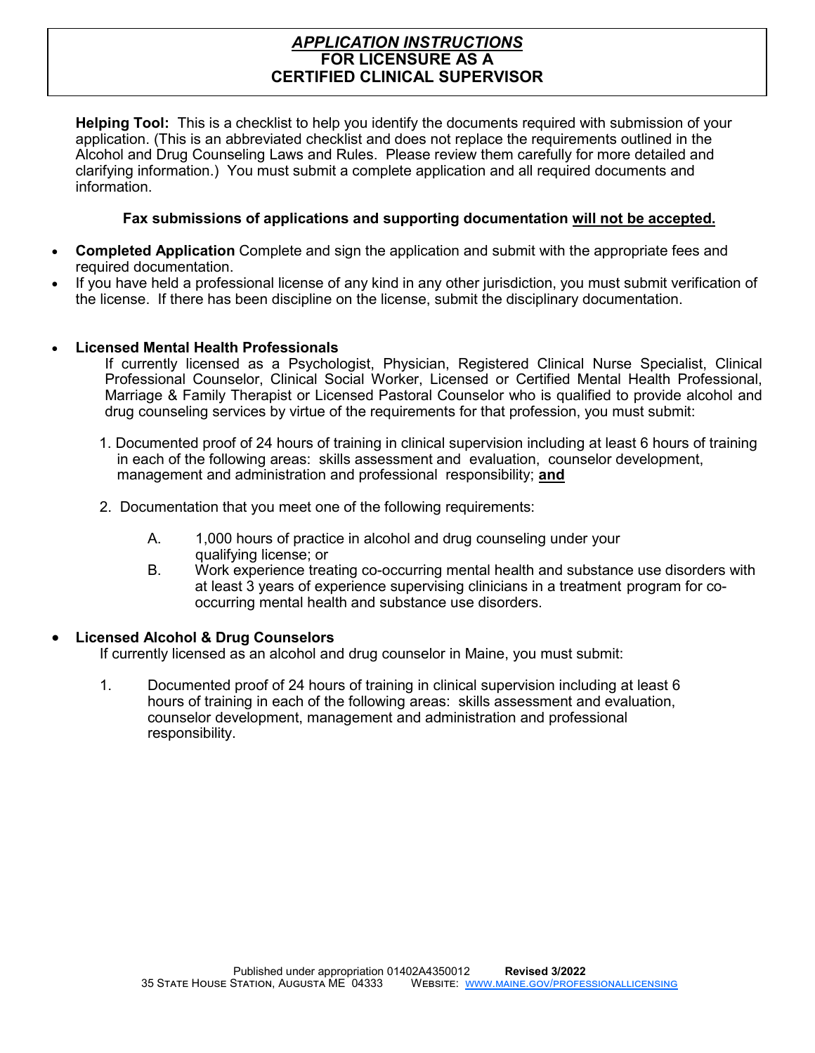# *APPLICATION INSTRUCTIONS*
# FOR LICENSURE AS A CERTIFIED CLINICAL SUPERVISOR

**Helping Tool:** This is a checklist to help you identify the documents required with submission of your application. (This is an abbreviated checklist and does not replace the requirements outlined in the Alcohol and Drug Counseling Laws and Rules. Please review them carefully for more detailed and clarifying information.) You must submit a complete application and all required documents and information.

**Fax submissions of applications and supporting documentation <u>will not be accepted.</u>**

- **Completed Application** Complete and sign the application and submit with the appropriate fees and required documentation.
- If you have held a professional license of any kind in any other jurisdiction, you must submit verification of the license. If there has been discipline on the license, submit the disciplinary documentation.

- **Licensed Mental Health Professionals**

  If currently licensed as a Psychologist, Physician, Registered Clinical Nurse Specialist, Clinical Professional Counselor, Clinical Social Worker, Licensed or Certified Mental Health Professional, Marriage & Family Therapist or Licensed Pastoral Counselor who is qualified to provide alcohol and drug counseling services by virtue of the requirements for that profession, you must submit:

  1. Documented proof of 24 hours of training in clinical supervision including at least 6 hours of training in each of the following areas: skills assessment and evaluation, counselor development, management and administration and professional responsibility; <u>**and**</u>

  2. Documentation that you meet one of the following requirements:

     A. 1,000 hours of practice in alcohol and drug counseling under your qualifying license; or

     B. Work experience treating co-occurring mental health and substance use disorders with at least 3 years of experience supervising clinicians in a treatment program for co-occurring mental health and substance use disorders.

- **Licensed Alcohol & Drug Counselors**

  If currently licensed as an alcohol and drug counselor in Maine, you must submit:

  1. Documented proof of 24 hours of training in clinical supervision including at least 6 hours of training in each of the following areas: skills assessment and evaluation, counselor development, management and administration and professional responsibility.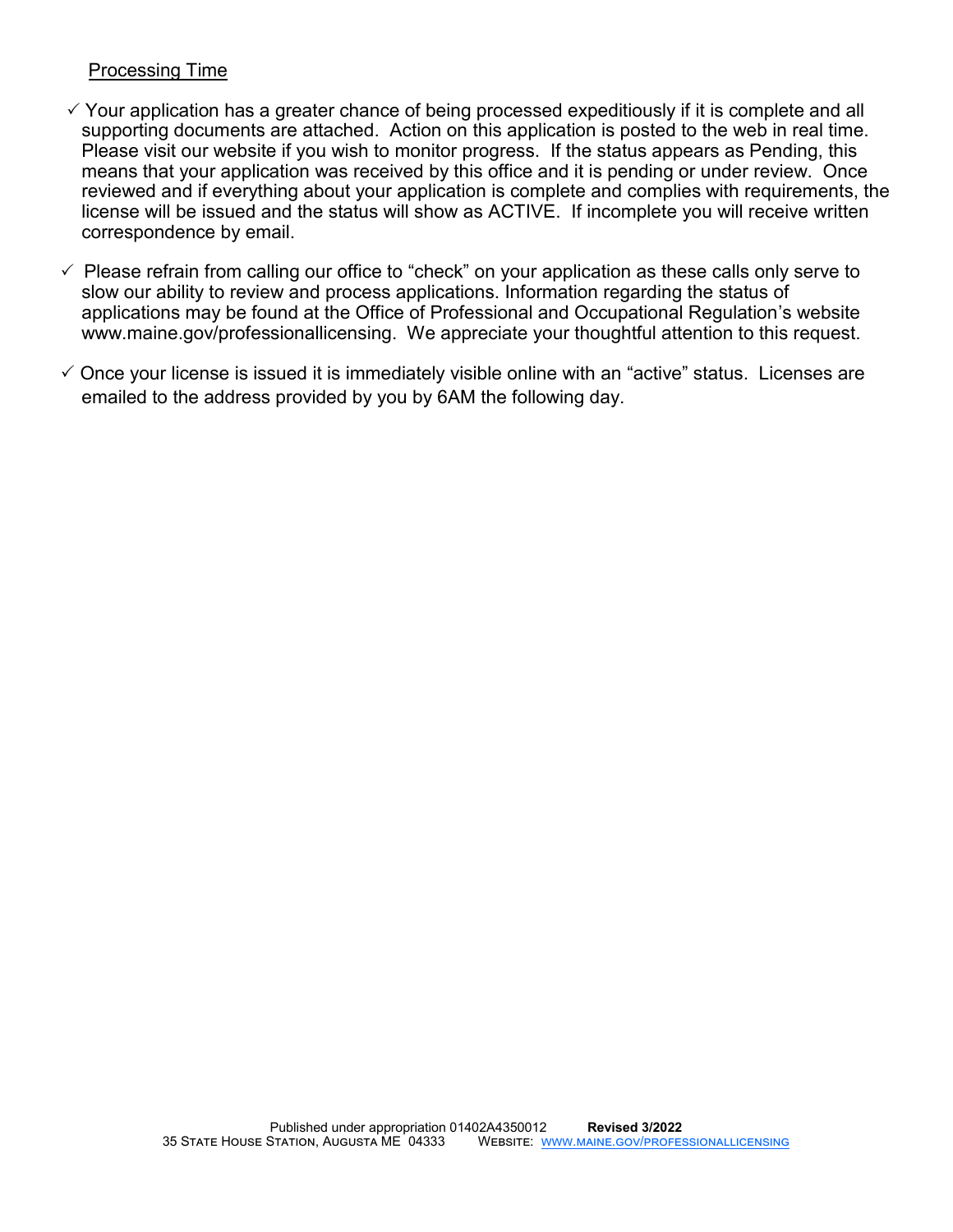## Processing Time

- ✓ Your application has a greater chance of being processed expeditiously if it is complete and all supporting documents are attached. Action on this application is posted to the web in real time. Please visit our website if you wish to monitor progress. If the status appears as Pending, this means that your application was received by this office and it is pending or under review. Once reviewed and if everything about your application is complete and complies with requirements, the license will be issued and the status will show as ACTIVE. If incomplete you will receive written correspondence by email.
- ✓ Please refrain from calling our office to "check" on your application as these calls only serve to slow our ability to review and process applications. Information regarding the status of applications may be found at the Office of Professional and Occupational Regulation's website www.maine.gov/professionallicensing. We appreciate your thoughtful attention to this request.
- ✓ Once your license is issued it is immediately visible online with an "active" status. Licenses are emailed to the address provided by you by 6AM the following day.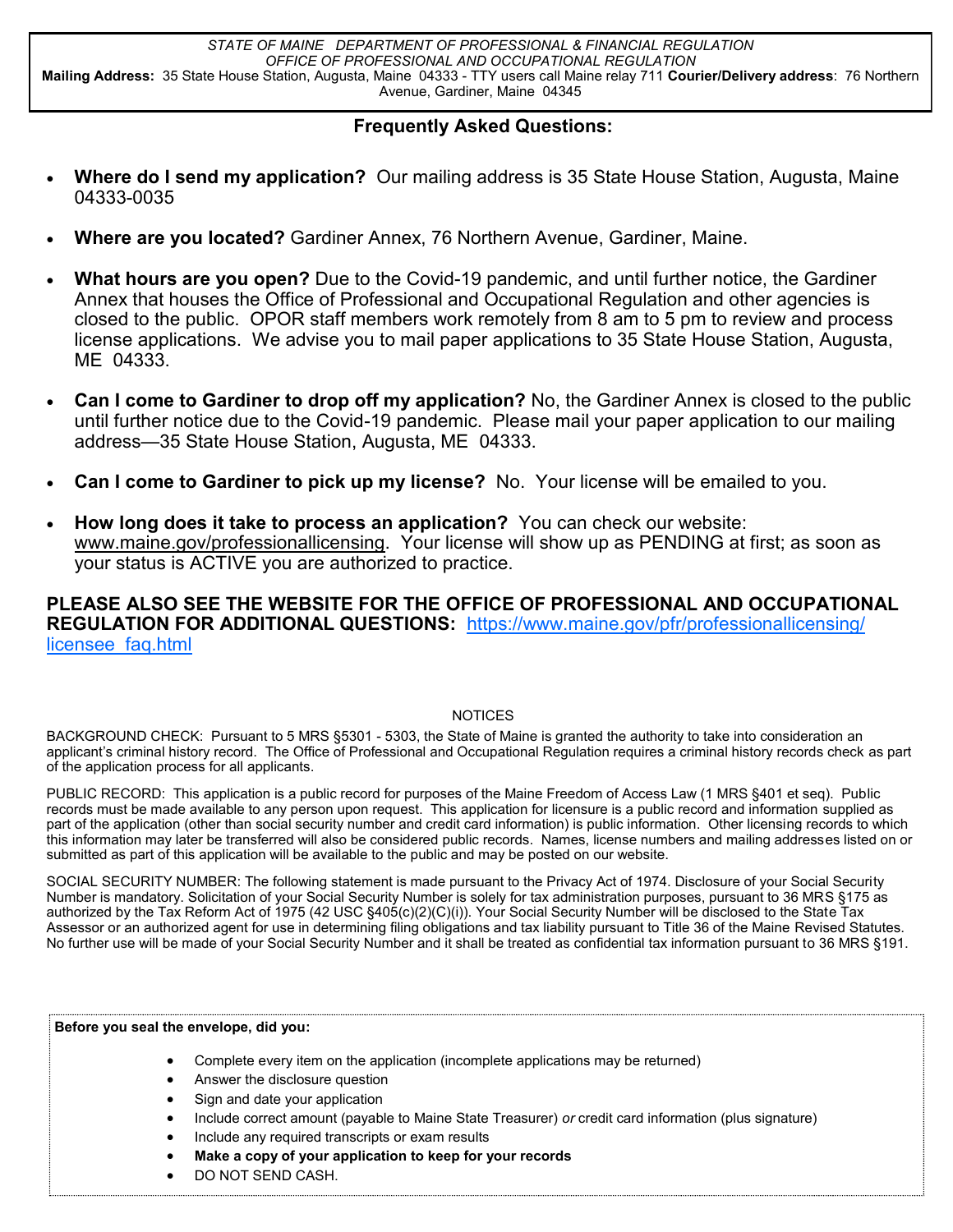*STATE OF MAINE DEPARTMENT OF PROFESSIONAL & FINANCIAL REGULATION*
*OFFICE OF PROFESSIONAL AND OCCUPATIONAL REGULATION*
**Mailing Address:** 35 State House Station, Augusta, Maine 04333 - TTY users call Maine relay 711 **Courier/Delivery address**: 76 Northern Avenue, Gardiner, Maine 04345

## Frequently Asked Questions:

- **Where do I send my application?** Our mailing address is 35 State House Station, Augusta, Maine 04333-0035
- **Where are you located?** Gardiner Annex, 76 Northern Avenue, Gardiner, Maine.
- **What hours are you open?** Due to the Covid-19 pandemic, and until further notice, the Gardiner Annex that houses the Office of Professional and Occupational Regulation and other agencies is closed to the public. OPOR staff members work remotely from 8 am to 5 pm to review and process license applications. We advise you to mail paper applications to 35 State House Station, Augusta, ME 04333.
- **Can I come to Gardiner to drop off my application?** No, the Gardiner Annex is closed to the public until further notice due to the Covid-19 pandemic. Please mail your paper application to our mailing address—35 State House Station, Augusta, ME 04333.
- **Can I come to Gardiner to pick up my license?** No. Your license will be emailed to you.
- **How long does it take to process an application?** You can check our website: www.maine.gov/professionallicensing. Your license will show up as PENDING at first; as soon as your status is ACTIVE you are authorized to practice.

**PLEASE ALSO SEE THE WEBSITE FOR THE OFFICE OF PROFESSIONAL AND OCCUPATIONAL REGULATION FOR ADDITIONAL QUESTIONS:** https://www.maine.gov/pfr/professionallicensing/licensee_faq.html

NOTICES

BACKGROUND CHECK: Pursuant to 5 MRS §5301 - 5303, the State of Maine is granted the authority to take into consideration an applicant's criminal history record. The Office of Professional and Occupational Regulation requires a criminal history records check as part of the application process for all applicants.

PUBLIC RECORD: This application is a public record for purposes of the Maine Freedom of Access Law (1 MRS §401 et seq). Public records must be made available to any person upon request. This application for licensure is a public record and information supplied as part of the application (other than social security number and credit card information) is public information. Other licensing records to which this information may later be transferred will also be considered public records. Names, license numbers and mailing addresses listed on or submitted as part of this application will be available to the public and may be posted on our website.

SOCIAL SECURITY NUMBER: The following statement is made pursuant to the Privacy Act of 1974. Disclosure of your Social Security Number is mandatory. Solicitation of your Social Security Number is solely for tax administration purposes, pursuant to 36 MRS §175 as authorized by the Tax Reform Act of 1975 (42 USC §405(c)(2)(C)(i)). Your Social Security Number will be disclosed to the State Tax Assessor or an authorized agent for use in determining filing obligations and tax liability pursuant to Title 36 of the Maine Revised Statutes. No further use will be made of your Social Security Number and it shall be treated as confidential tax information pursuant to 36 MRS §191.

**Before you seal the envelope, did you:**

- Complete every item on the application (incomplete applications may be returned)
- Answer the disclosure question
- Sign and date your application
- Include correct amount (payable to Maine State Treasurer) *or* credit card information (plus signature)
- Include any required transcripts or exam results
- **Make a copy of your application to keep for your records**
- DO NOT SEND CASH.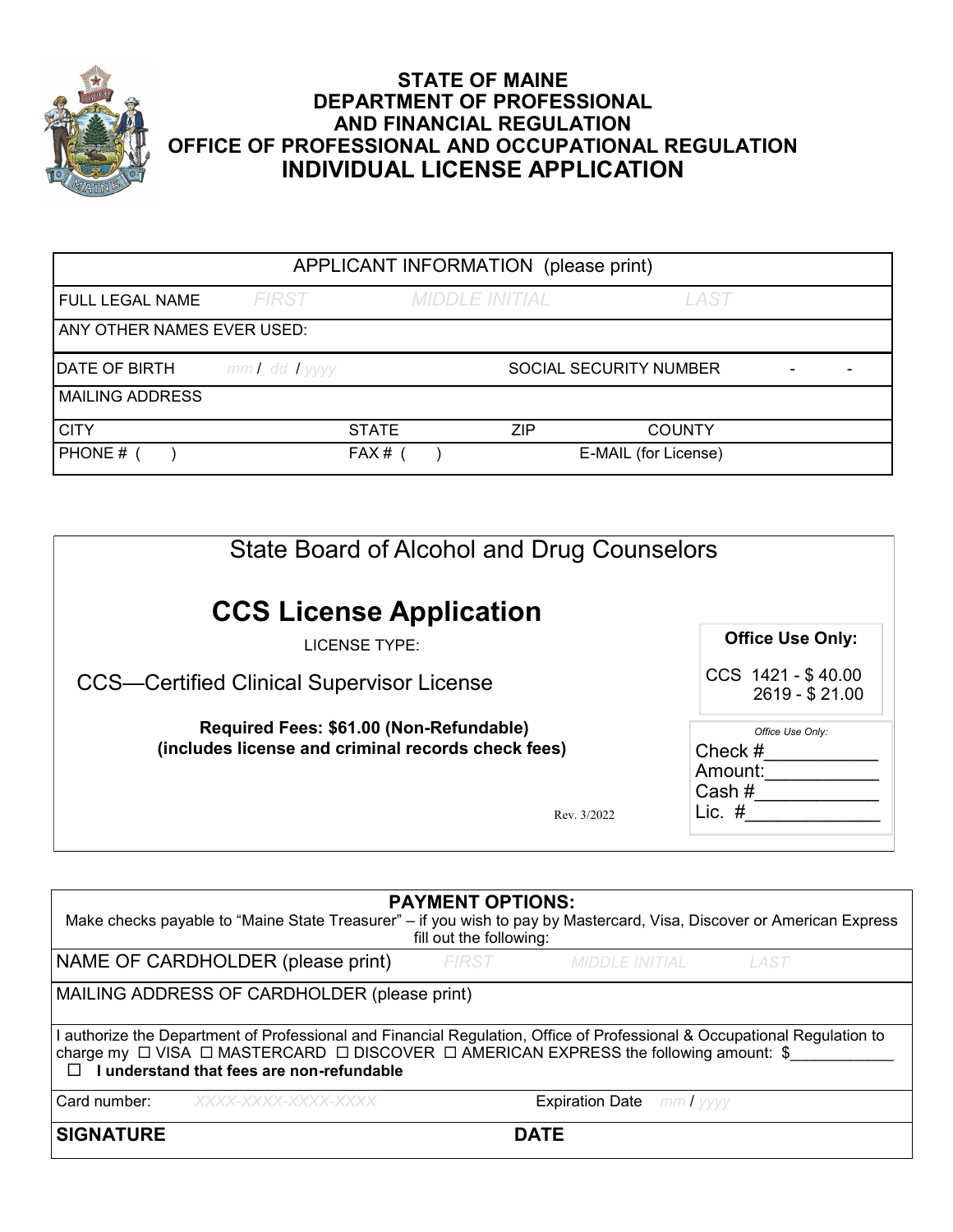# STATE OF MAINE
# DEPARTMENT OF PROFESSIONAL AND FINANCIAL REGULATION
# OFFICE OF PROFESSIONAL AND OCCUPATIONAL REGULATION
# INDIVIDUAL LICENSE APPLICATION

| APPLICANT INFORMATION (please print) | | | |
|---|---|---|---|
| FULL LEGAL NAME | *FIRST* | *MIDDLE INITIAL* | *LAST* |
| ANY OTHER NAMES EVER USED: | | | |
| DATE OF BIRTH *mm / dd / yyyy* | | SOCIAL SECURITY NUMBER - - | |
| MAILING ADDRESS | | | |
| CITY | STATE | ZIP | COUNTY |
| PHONE # ( ) | FAX # ( ) | E-MAIL (for License) | |

## State Board of Alcohol and Drug Counselors

## CCS License Application

LICENSE TYPE:

CCS—Certified Clinical Supervisor License

**Required Fees: $61.00 (Non-Refundable)**
**(includes license and criminal records check fees)**

Rev. 3/2022

**Office Use Only:**

CCS 1421 - $ 40.00
2619 - $ 21.00

*Office Use Only:*
Check #___________
Amount:___________
Cash #___________
Lic. #___________

| PAYMENT OPTIONS: | | | |
|---|---|---|---|
| Make checks payable to "Maine State Treasurer" – if you wish to pay by Mastercard, Visa, Discover or American Express fill out the following: | | | |
| NAME OF CARDHOLDER (please print) | *FIRST* | *MIDDLE INITIAL* | *LAST* |
| MAILING ADDRESS OF CARDHOLDER (please print) | | | |
| I authorize the Department of Professional and Financial Regulation, Office of Professional & Occupational Regulation to charge my ☐ VISA ☐ MASTERCARD ☐ DISCOVER ☐ AMERICAN EXPRESS the following amount: $____________ ☐ **I understand that fees are non-refundable** | | | |
| Card number: *XXXX-XXXX-XXXX-XXXX* | | Expiration Date *mm / yyyy* | |
| **SIGNATURE** | | **DATE** | |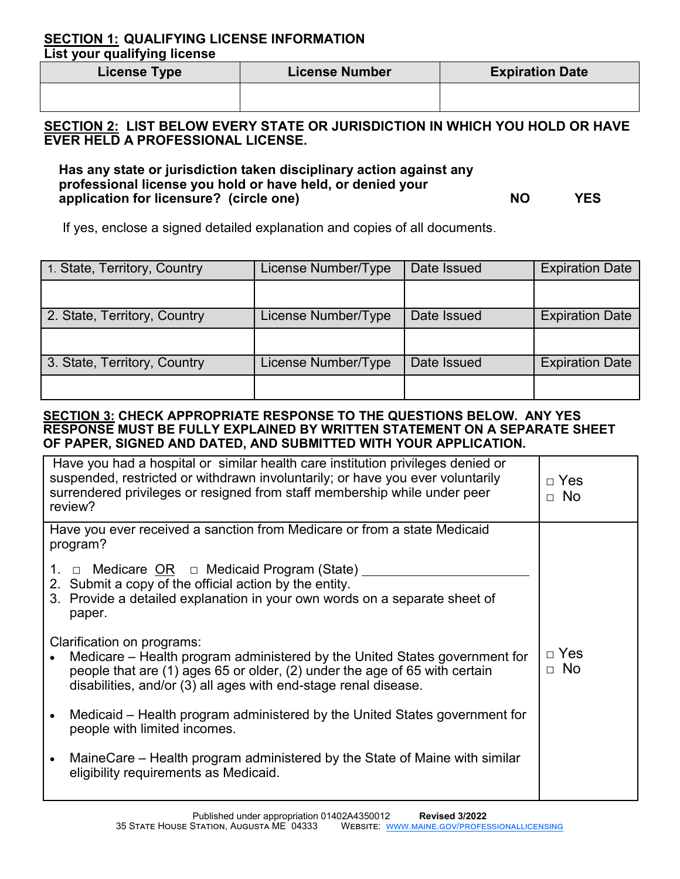**SECTION 1: QUALIFYING LICENSE INFORMATION**
**List your qualifying license**

| License Type | License Number | Expiration Date |
|---|---|---|
| | | |

**SECTION 2: LIST BELOW EVERY STATE OR JURISDICTION IN WHICH YOU HOLD OR HAVE EVER HELD A PROFESSIONAL LICENSE.**

**Has any state or jurisdiction taken disciplinary action against any professional license you hold or have held, or denied your application for licensure? (circle one)** **NO** **YES**

If yes, enclose a signed detailed explanation and copies of all documents.

| 1. State, Territory, Country | License Number/Type | Date Issued | Expiration Date |
|---|---|---|---|
| | | | |
| 2. State, Territory, Country | License Number/Type | Date Issued | Expiration Date |
| | | | |
| 3. State, Territory, Country | License Number/Type | Date Issued | Expiration Date |
| | | | |

**SECTION 3: CHECK APPROPRIATE RESPONSE TO THE QUESTIONS BELOW. ANY YES RESPONSE MUST BE FULLY EXPLAINED BY WRITTEN STATEMENT ON A SEPARATE SHEET OF PAPER, SIGNED AND DATED, AND SUBMITTED WITH YOUR APPLICATION.**

| Question | Response |
|---|---|
| Have you had a hospital or similar health care institution privileges denied or suspended, restricted or withdrawn involuntarily; or have you ever voluntarily surrendered privileges or resigned from staff membership while under peer review? | □ Yes<br>□ No |
| Have you ever received a sanction from Medicare or from a state Medicaid program?<br><br>1. □ Medicare OR □ Medicaid Program (State) ____________<br>2. Submit a copy of the official action by the entity.<br>3. Provide a detailed explanation in your own words on a separate sheet of paper.<br><br>Clarification on programs:<br>• Medicare – Health program administered by the United States government for people that are (1) ages 65 or older, (2) under the age of 65 with certain disabilities, and/or (3) all ages with end-stage renal disease.<br>• Medicaid – Health program administered by the United States government for people with limited incomes.<br>• MaineCare – Health program administered by the State of Maine with similar eligibility requirements as Medicaid. | □ Yes<br>□ No |

Published under appropriation 01402A4350012 **Revised 3/2022**
35 State House Station, Augusta ME 04333 Website: www.maine.gov/professionallicensing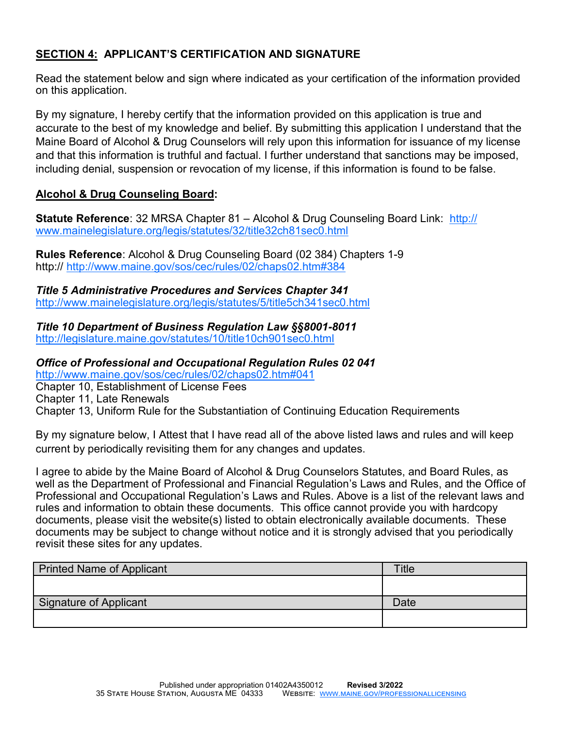## SECTION 4: APPLICANT'S CERTIFICATION AND SIGNATURE

Read the statement below and sign where indicated as your certification of the information provided on this application.

By my signature, I hereby certify that the information provided on this application is true and accurate to the best of my knowledge and belief. By submitting this application I understand that the Maine Board of Alcohol & Drug Counselors will rely upon this information for issuance of my license and that this information is truthful and factual. I further understand that sanctions may be imposed, including denial, suspension or revocation of my license, if this information is found to be false.

### Alcohol & Drug Counseling Board:

**Statute Reference**: 32 MRSA Chapter 81 – Alcohol & Drug Counseling Board Link: http://www.mainelegislature.org/legis/statutes/32/title32ch81sec0.html

**Rules Reference**: Alcohol & Drug Counseling Board (02 384) Chapters 1-9
http:// http://www.maine.gov/sos/cec/rules/02/chaps02.htm#384

***Title 5 Administrative Procedures and Services Chapter 341***
http://www.mainelegislature.org/legis/statutes/5/title5ch341sec0.html

***Title 10 Department of Business Regulation Law §§8001-8011***
http://legislature.maine.gov/statutes/10/title10ch901sec0.html

***Office of Professional and Occupational Regulation Rules 02 041***
http://www.maine.gov/sos/cec/rules/02/chaps02.htm#041
Chapter 10, Establishment of License Fees
Chapter 11, Late Renewals
Chapter 13, Uniform Rule for the Substantiation of Continuing Education Requirements

By my signature below, I Attest that I have read all of the above listed laws and rules and will keep current by periodically revisiting them for any changes and updates.

I agree to abide by the Maine Board of Alcohol & Drug Counselors Statutes, and Board Rules, as well as the Department of Professional and Financial Regulation's Laws and Rules, and the Office of Professional and Occupational Regulation's Laws and Rules. Above is a list of the relevant laws and rules and information to obtain these documents. This office cannot provide you with hardcopy documents, please visit the website(s) listed to obtain electronically available documents. These documents may be subject to change without notice and it is strongly advised that you periodically revisit these sites for any updates.

| Printed Name of Applicant | Title |
| --- | --- |
| | |
| **Signature of Applicant** | **Date** |
| | |

Published under appropriation 01402A4350012 **Revised 3/2022**
35 State House Station, Augusta ME 04333 Website: www.maine.gov/professionallicensing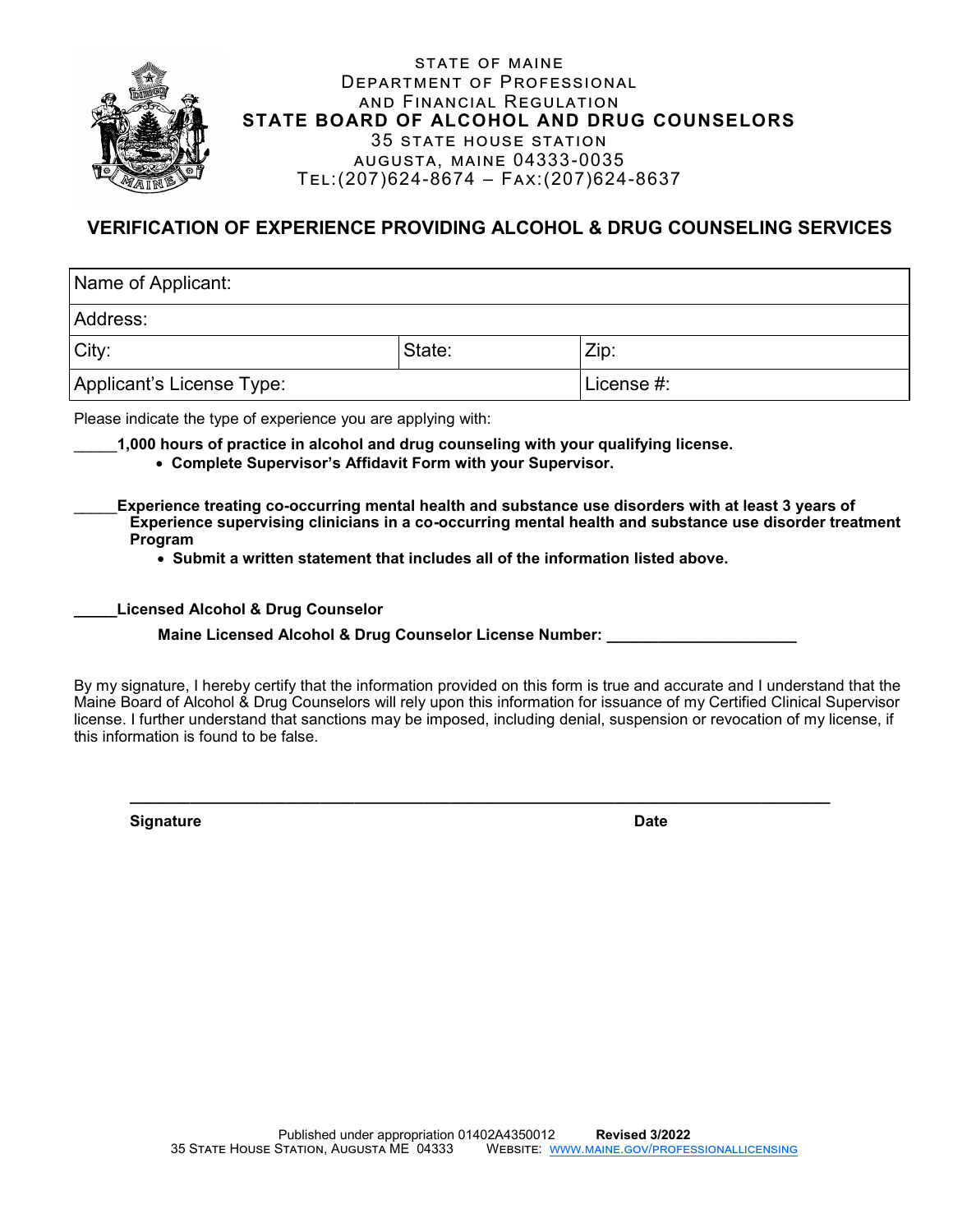STATE OF MAINE
DEPARTMENT OF PROFESSIONAL
AND FINANCIAL REGULATION
**STATE BOARD OF ALCOHOL AND DRUG COUNSELORS**
35 STATE HOUSE STATION
AUGUSTA, MAINE 04333-0035
TEL:(207)624-8674 – FAX:(207)624-8637

## VERIFICATION OF EXPERIENCE PROVIDING ALCOHOL & DRUG COUNSELING SERVICES

| Name of Applicant: | | |
|---|---|---|
| Address: | | |
| City: | State: | Zip: |
| Applicant's License Type: | | License #: |

Please indicate the type of experience you are applying with:

_____**1,000 hours of practice in alcohol and drug counseling with your qualifying license.**

- **Complete Supervisor's Affidavit Form with your Supervisor.**

_____**Experience treating co-occurring mental health and substance use disorders with at least 3 years of Experience supervising clinicians in a co-occurring mental health and substance use disorder treatment Program**

- **Submit a written statement that includes all of the information listed above.**

_____**Licensed Alcohol & Drug Counselor**

**Maine Licensed Alcohol & Drug Counselor License Number:** _____________________

By my signature, I hereby certify that the information provided on this form is true and accurate and I understand that the Maine Board of Alcohol & Drug Counselors will rely upon this information for issuance of my Certified Clinical Supervisor license. I further understand that sanctions may be imposed, including denial, suspension or revocation of my license, if this information is found to be false.

_______________________________________________________________________________

**Signature** **Date**

Published under appropriation 01402A4350012 **Revised 3/2022**
35 STATE HOUSE STATION, AUGUSTA ME 04333 WEBSITE: WWW.MAINE.GOV/PROFESSIONALLICENSING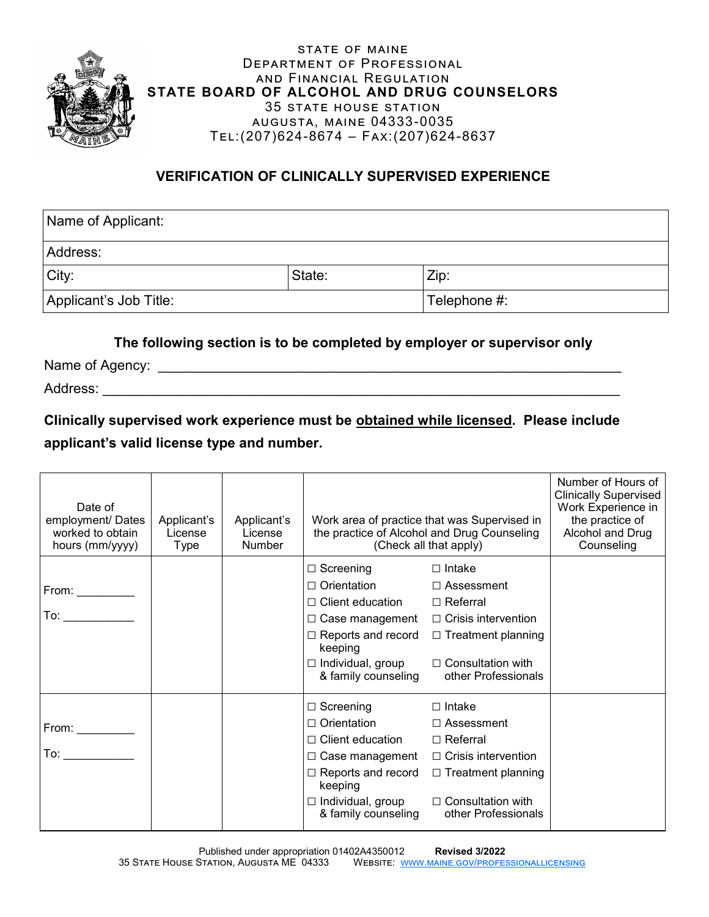STATE OF MAINE
DEPARTMENT OF PROFESSIONAL
AND FINANCIAL REGULATION
**STATE BOARD OF ALCOHOL AND DRUG COUNSELORS**
35 STATE HOUSE STATION
AUGUSTA, MAINE 04333-0035
TEL:(207)624-8674 – FAX:(207)624-8637

## VERIFICATION OF CLINICALLY SUPERVISED EXPERIENCE

| Name of Applicant: | | |
|---|---|---|
| Address: | | |
| City: | State: | Zip: |
| Applicant's Job Title: | | Telephone #: |

**The following section is to be completed by employer or supervisor only**

Name of Agency: ____________________________________________________________

Address: ____________________________________________________________

**Clinically supervised work experience must be obtained while licensed. Please include applicant's valid license type and number.**

| Date of employment/ Dates worked to obtain hours (mm/yyyy) | Applicant's License Type | Applicant's License Number | Work area of practice that was Supervised in the practice of Alcohol and Drug Counseling (Check all that apply) | Number of Hours of Clinically Supervised Work Experience in the practice of Alcohol and Drug Counseling |
|---|---|---|---|---|
| From: _________ To: ___________ | | | ☐ Screening ☐ Intake ☐ Orientation ☐ Assessment ☐ Client education ☐ Referral ☐ Case management ☐ Crisis intervention ☐ Reports and record keeping ☐ Treatment planning ☐ Individual, group & family counseling ☐ Consultation with other Professionals | |
| From: _________ To: ___________ | | | ☐ Screening ☐ Intake ☐ Orientation ☐ Assessment ☐ Client education ☐ Referral ☐ Case management ☐ Crisis intervention ☐ Reports and record keeping ☐ Treatment planning ☐ Individual, group & family counseling ☐ Consultation with other Professionals | |

Published under appropriation 01402A4350012 **Revised 3/2022**
35 STATE HOUSE STATION, AUGUSTA ME 04333 WEBSITE: WWW.MAINE.GOV/PROFESSIONALLICENSING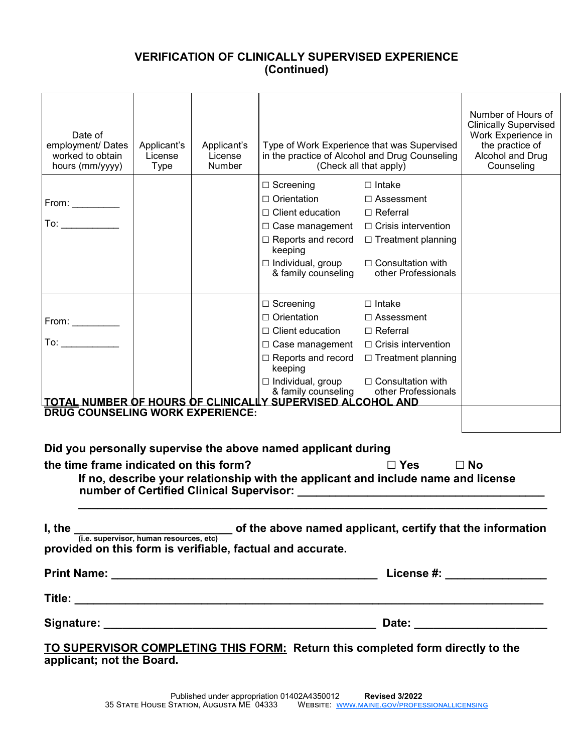# VERIFICATION OF CLINICALLY SUPERVISED EXPERIENCE (Continued)

| Date of employment/ Dates worked to obtain hours (mm/yyyy) | Applicant's License Type | Applicant's License Number | Type of Work Experience that was Supervised in the practice of Alcohol and Drug Counseling (Check all that apply) | Number of Hours of Clinically Supervised Work Experience in the practice of Alcohol and Drug Counseling |
|---|---|---|---|---|
| From: _________ To: ___________ | | | ☐ Screening ☐ Intake ☐ Orientation ☐ Assessment ☐ Client education ☐ Referral ☐ Case management ☐ Crisis intervention ☐ Reports and record keeping ☐ Treatment planning ☐ Individual, group & family counseling ☐ Consultation with other Professionals | |
| From: _________ To: ___________ | | | ☐ Screening ☐ Intake ☐ Orientation ☐ Assessment ☐ Client education ☐ Referral ☐ Case management ☐ Crisis intervention ☐ Reports and record keeping ☐ Treatment planning ☐ Individual, group & family counseling ☐ Consultation with other Professionals | |
| **TOTAL NUMBER OF HOURS OF CLINICALLY SUPERVISED ALCOHOL AND DRUG COUNSELING WORK EXPERIENCE:** | | | | |

**Did you personally supervise the above named applicant during the time frame indicated on this form?** ☐ **Yes** ☐ **No**

**If no, describe your relationship with the applicant and include name and license number of Certified Clinical Supervisor: ________________________________________**

**________________________________________________________________________**

**I, the ___________________________ of the above named applicant, certify that the information**
(i.e. supervisor, human resources, etc)
**provided on this form is verifiable, factual and accurate.**

**Print Name: _____________________________________________ License #: ________________**

**Title: ___________________________________________________________________________**

**Signature: ____________________________________________ Date: _____________________**

**TO SUPERVISOR COMPLETING THIS FORM: Return this completed form directly to the applicant; not the Board.**

Published under appropriation 01402A4350012 **Revised 3/2022**
35 State House Station, Augusta ME 04333 Website: www.maine.gov/professionallicensing